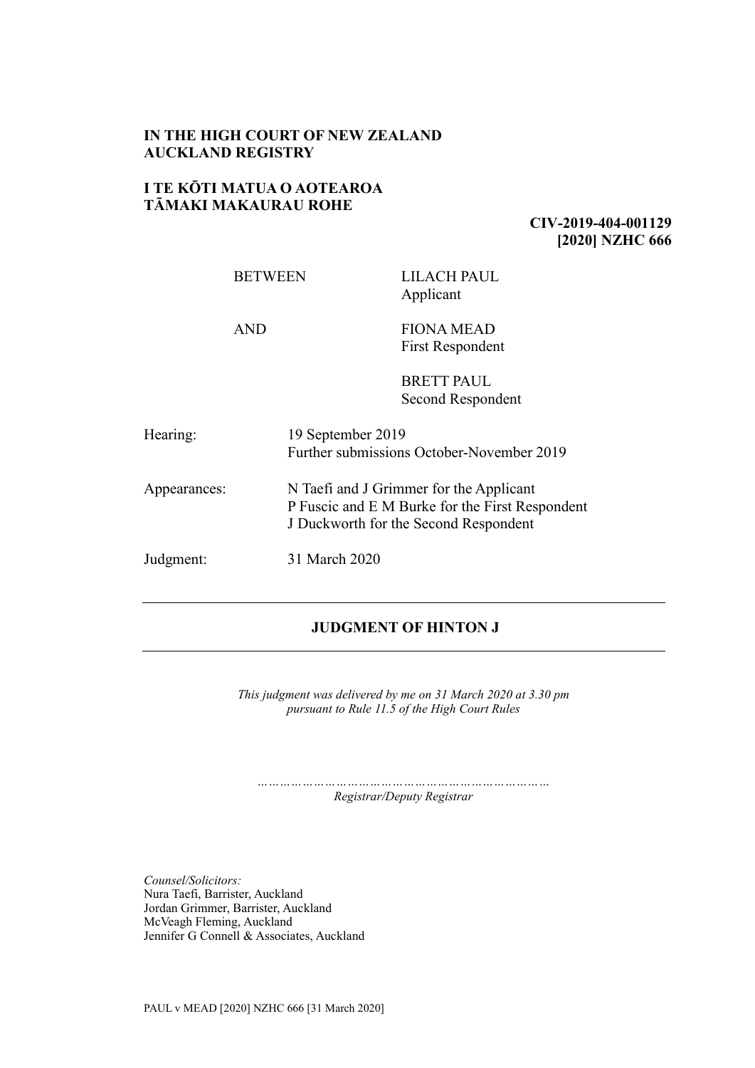**IN THE HIGH COURT OF NEW ZEALAND**
**AUCKLAND REGISTRY**

**I TE KŌTI MATUA O AOTEAROA**
**TĀMAKI MAKAURAU ROHE**

**CIV-2019-404-001129**
**[2020] NZHC 666**

| | |
|---|---|
| BETWEEN | LILACH PAUL<br>Applicant |
| AND | FIONA MEAD<br>First Respondent |
| | BRETT PAUL<br>Second Respondent |

| | |
|---|---|
| Hearing: | 19 September 2019<br>Further submissions October-November 2019 |
| Appearances: | N Taefi and J Grimmer for the Applicant<br>P Fuscic and E M Burke for the First Respondent<br>J Duckworth for the Second Respondent |
| Judgment: | 31 March 2020 |

---

**JUDGMENT OF HINTON J**

---

*This judgment was delivered by me on 31 March 2020 at 3.30 pm pursuant to Rule 11.5 of the High Court Rules*

…………………………………………………………………
*Registrar/Deputy Registrar*

*Counsel/Solicitors:*
Nura Taefi, Barrister, Auckland
Jordan Grimmer, Barrister, Auckland
McVeagh Fleming, Auckland
Jennifer G Connell & Associates, Auckland

PAUL v MEAD [2020] NZHC 666 [31 March 2020]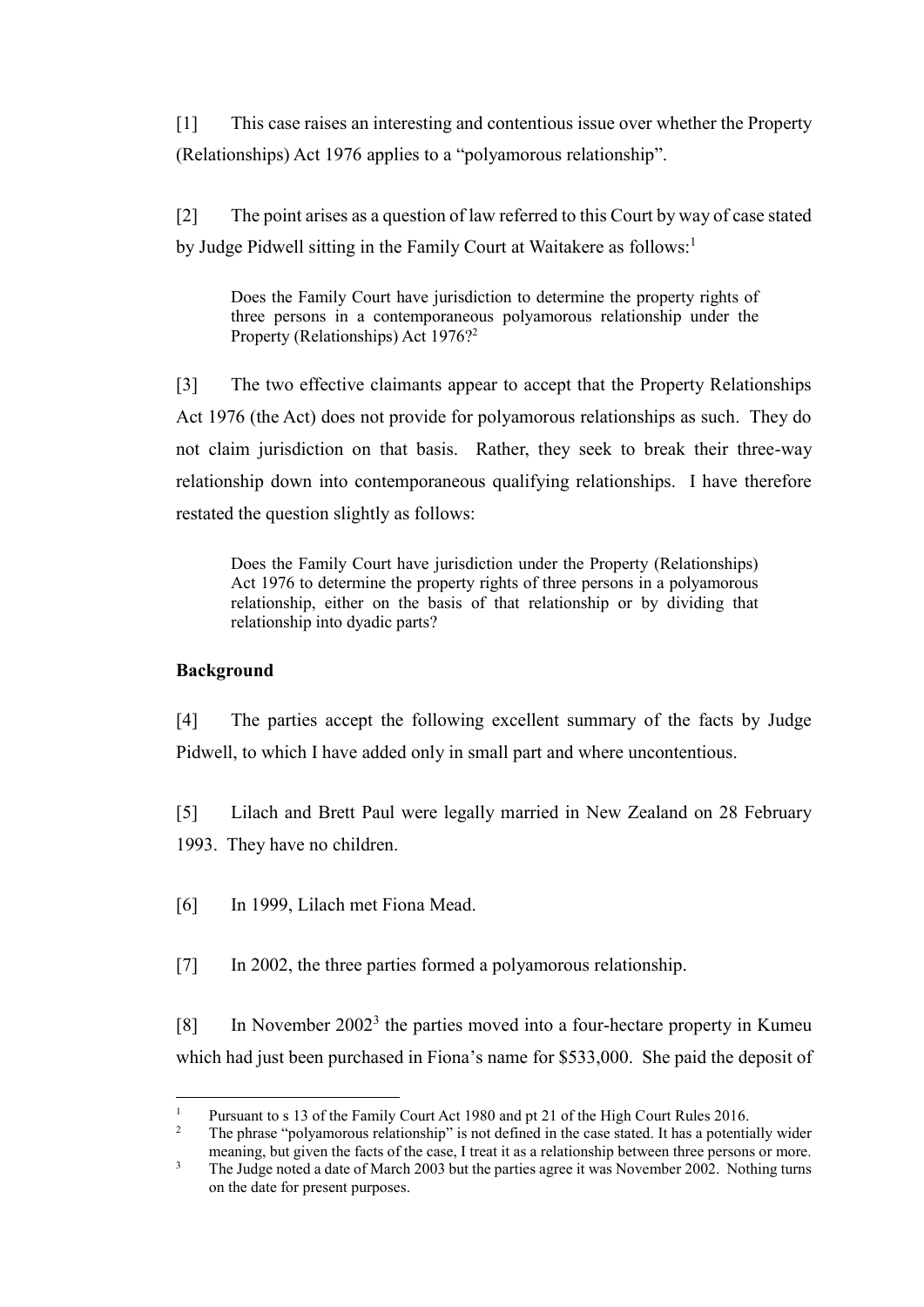[1] This case raises an interesting and contentious issue over whether the Property (Relationships) Act 1976 applies to a "polyamorous relationship".

[2] The point arises as a question of law referred to this Court by way of case stated by Judge Pidwell sitting in the Family Court at Waitakere as follows:[1]

> Does the Family Court have jurisdiction to determine the property rights of three persons in a contemporaneous polyamorous relationship under the Property (Relationships) Act 1976?[2]

[3] The two effective claimants appear to accept that the Property Relationships Act 1976 (the Act) does not provide for polyamorous relationships as such. They do not claim jurisdiction on that basis. Rather, they seek to break their three-way relationship down into contemporaneous qualifying relationships. I have therefore restated the question slightly as follows:

> Does the Family Court have jurisdiction under the Property (Relationships) Act 1976 to determine the property rights of three persons in a polyamorous relationship, either on the basis of that relationship or by dividing that relationship into dyadic parts?

**Background**

[4] The parties accept the following excellent summary of the facts by Judge Pidwell, to which I have added only in small part and where uncontentious.

[5] Lilach and Brett Paul were legally married in New Zealand on 28 February 1993. They have no children.

[6] In 1999, Lilach met Fiona Mead.

[7] In 2002, the three parties formed a polyamorous relationship.

[8] In November 2002[3] the parties moved into a four-hectare property in Kumeu which had just been purchased in Fiona's name for $533,000. She paid the deposit of

---

[1] Pursuant to s 13 of the Family Court Act 1980 and pt 21 of the High Court Rules 2016.

[2] The phrase "polyamorous relationship" is not defined in the case stated. It has a potentially wider meaning, but given the facts of the case, I treat it as a relationship between three persons or more.

[3] The Judge noted a date of March 2003 but the parties agree it was November 2002. Nothing turns on the date for present purposes.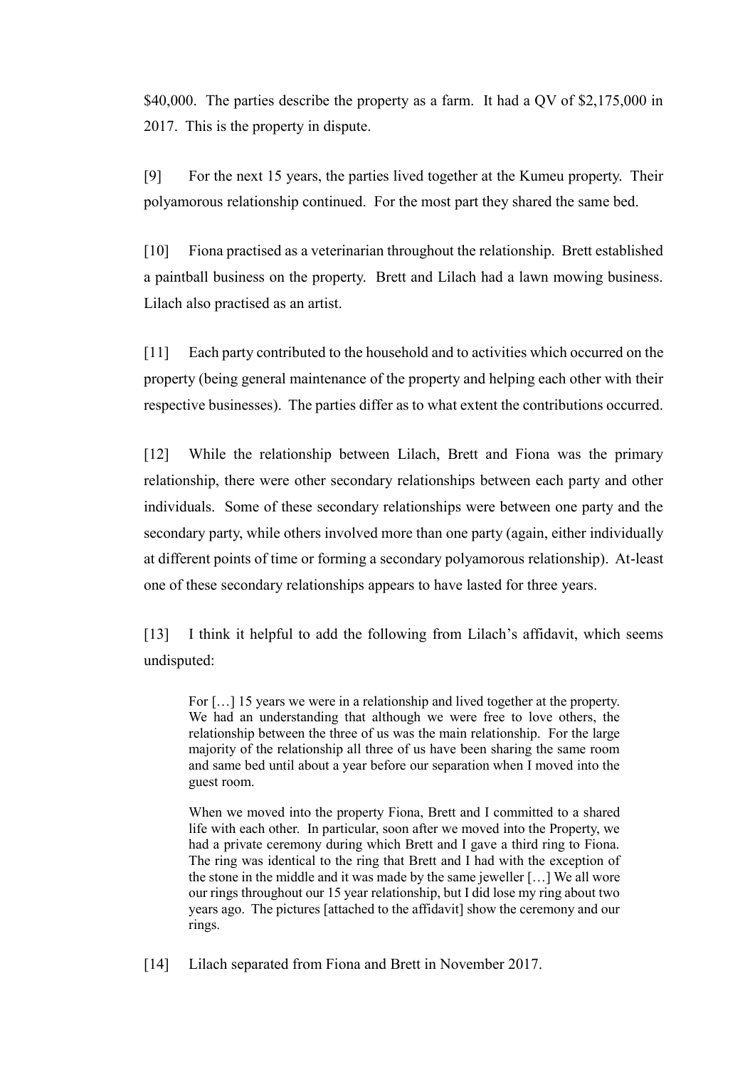$40,000. The parties describe the property as a farm. It had a QV of $2,175,000 in 2017. This is the property in dispute.

[9] For the next 15 years, the parties lived together at the Kumeu property. Their polyamorous relationship continued. For the most part they shared the same bed.

[10] Fiona practised as a veterinarian throughout the relationship. Brett established a paintball business on the property. Brett and Lilach had a lawn mowing business. Lilach also practised as an artist.

[11] Each party contributed to the household and to activities which occurred on the property (being general maintenance of the property and helping each other with their respective businesses). The parties differ as to what extent the contributions occurred.

[12] While the relationship between Lilach, Brett and Fiona was the primary relationship, there were other secondary relationships between each party and other individuals. Some of these secondary relationships were between one party and the secondary party, while others involved more than one party (again, either individually at different points of time or forming a secondary polyamorous relationship). At-least one of these secondary relationships appears to have lasted for three years.

[13] I think it helpful to add the following from Lilach's affidavit, which seems undisputed:

> For […] 15 years we were in a relationship and lived together at the property. We had an understanding that although we were free to love others, the relationship between the three of us was the main relationship. For the large majority of the relationship all three of us have been sharing the same room and same bed until about a year before our separation when I moved into the guest room.
>
> When we moved into the property Fiona, Brett and I committed to a shared life with each other. In particular, soon after we moved into the Property, we had a private ceremony during which Brett and I gave a third ring to Fiona. The ring was identical to the ring that Brett and I had with the exception of the stone in the middle and it was made by the same jeweller […] We all wore our rings throughout our 15 year relationship, but I did lose my ring about two years ago. The pictures [attached to the affidavit] show the ceremony and our rings.

[14] Lilach separated from Fiona and Brett in November 2017.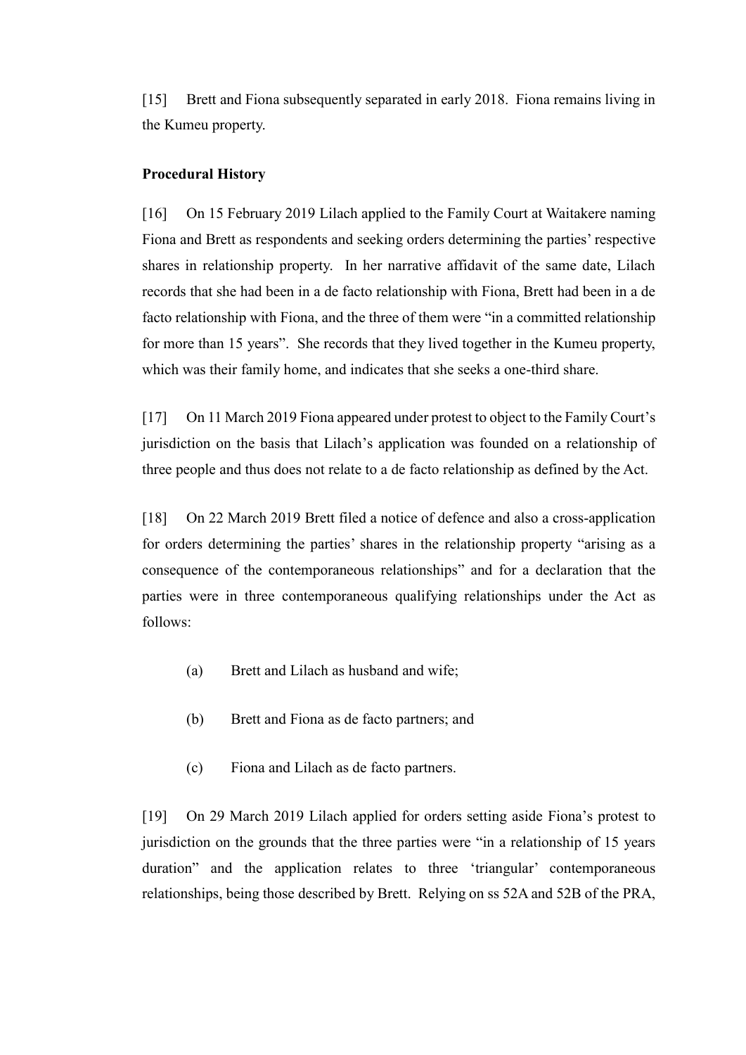[15] Brett and Fiona subsequently separated in early 2018. Fiona remains living in the Kumeu property.

**Procedural History**

[16] On 15 February 2019 Lilach applied to the Family Court at Waitakere naming Fiona and Brett as respondents and seeking orders determining the parties' respective shares in relationship property. In her narrative affidavit of the same date, Lilach records that she had been in a de facto relationship with Fiona, Brett had been in a de facto relationship with Fiona, and the three of them were "in a committed relationship for more than 15 years". She records that they lived together in the Kumeu property, which was their family home, and indicates that she seeks a one-third share.

[17] On 11 March 2019 Fiona appeared under protest to object to the Family Court's jurisdiction on the basis that Lilach's application was founded on a relationship of three people and thus does not relate to a de facto relationship as defined by the Act.

[18] On 22 March 2019 Brett filed a notice of defence and also a cross-application for orders determining the parties' shares in the relationship property "arising as a consequence of the contemporaneous relationships" and for a declaration that the parties were in three contemporaneous qualifying relationships under the Act as follows:

(a) Brett and Lilach as husband and wife;

(b) Brett and Fiona as de facto partners; and

(c) Fiona and Lilach as de facto partners.

[19] On 29 March 2019 Lilach applied for orders setting aside Fiona's protest to jurisdiction on the grounds that the three parties were "in a relationship of 15 years duration" and the application relates to three 'triangular' contemporaneous relationships, being those described by Brett. Relying on ss 52A and 52B of the PRA,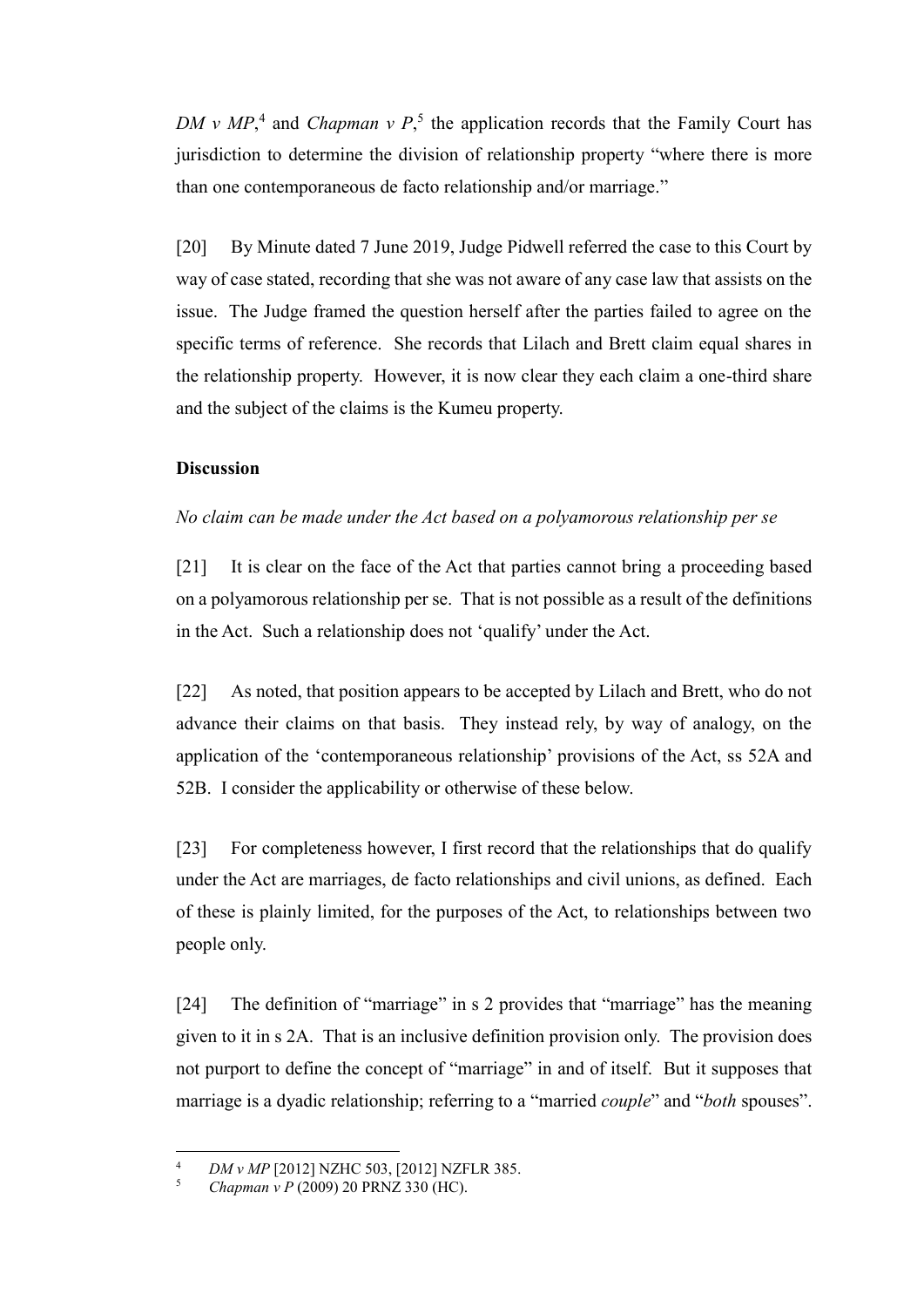*DM v MP*,[4] and *Chapman v P*,[5] the application records that the Family Court has jurisdiction to determine the division of relationship property "where there is more than one contemporaneous de facto relationship and/or marriage."

[20] By Minute dated 7 June 2019, Judge Pidwell referred the case to this Court by way of case stated, recording that she was not aware of any case law that assists on the issue. The Judge framed the question herself after the parties failed to agree on the specific terms of reference. She records that Lilach and Brett claim equal shares in the relationship property. However, it is now clear they each claim a one-third share and the subject of the claims is the Kumeu property.

**Discussion**

*No claim can be made under the Act based on a polyamorous relationship per se*

[21] It is clear on the face of the Act that parties cannot bring a proceeding based on a polyamorous relationship per se. That is not possible as a result of the definitions in the Act. Such a relationship does not 'qualify' under the Act.

[22] As noted, that position appears to be accepted by Lilach and Brett, who do not advance their claims on that basis. They instead rely, by way of analogy, on the application of the 'contemporaneous relationship' provisions of the Act, ss 52A and 52B. I consider the applicability or otherwise of these below.

[23] For completeness however, I first record that the relationships that do qualify under the Act are marriages, de facto relationships and civil unions, as defined. Each of these is plainly limited, for the purposes of the Act, to relationships between two people only.

[24] The definition of "marriage" in s 2 provides that "marriage" has the meaning given to it in s 2A. That is an inclusive definition provision only. The provision does not purport to define the concept of "marriage" in and of itself. But it supposes that marriage is a dyadic relationship; referring to a "married *couple*" and "*both* spouses".

---

[4] *DM v MP* [2012] NZHC 503, [2012] NZFLR 385.

[5] *Chapman v P* (2009) 20 PRNZ 330 (HC).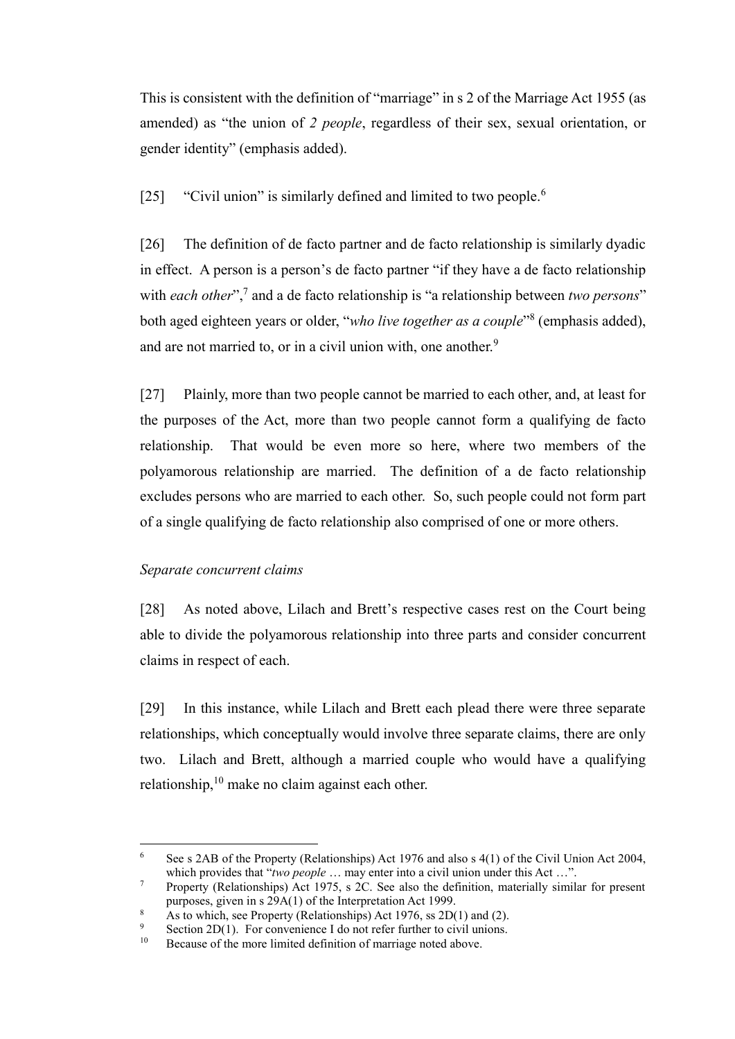This is consistent with the definition of "marriage" in s 2 of the Marriage Act 1955 (as amended) as "the union of *2 people*, regardless of their sex, sexual orientation, or gender identity" (emphasis added).

[25] "Civil union" is similarly defined and limited to two people.[6]

[26] The definition of de facto partner and de facto relationship is similarly dyadic in effect. A person is a person's de facto partner "if they have a de facto relationship with *each other*",[7] and a de facto relationship is "a relationship between *two persons*" both aged eighteen years or older, "*who live together as a couple*"[8] (emphasis added), and are not married to, or in a civil union with, one another.[9]

[27] Plainly, more than two people cannot be married to each other, and, at least for the purposes of the Act, more than two people cannot form a qualifying de facto relationship. That would be even more so here, where two members of the polyamorous relationship are married. The definition of a de facto relationship excludes persons who are married to each other. So, such people could not form part of a single qualifying de facto relationship also comprised of one or more others.

*Separate concurrent claims*

[28] As noted above, Lilach and Brett's respective cases rest on the Court being able to divide the polyamorous relationship into three parts and consider concurrent claims in respect of each.

[29] In this instance, while Lilach and Brett each plead there were three separate relationships, which conceptually would involve three separate claims, there are only two. Lilach and Brett, although a married couple who would have a qualifying relationship,[10] make no claim against each other.

---

[6] See s 2AB of the Property (Relationships) Act 1976 and also s 4(1) of the Civil Union Act 2004, which provides that "*two people* … may enter into a civil union under this Act …".

[7] Property (Relationships) Act 1975, s 2C. See also the definition, materially similar for present purposes, given in s 29A(1) of the Interpretation Act 1999.

[8] As to which, see Property (Relationships) Act 1976, ss 2D(1) and (2).

[9] Section 2D(1). For convenience I do not refer further to civil unions.

[10] Because of the more limited definition of marriage noted above.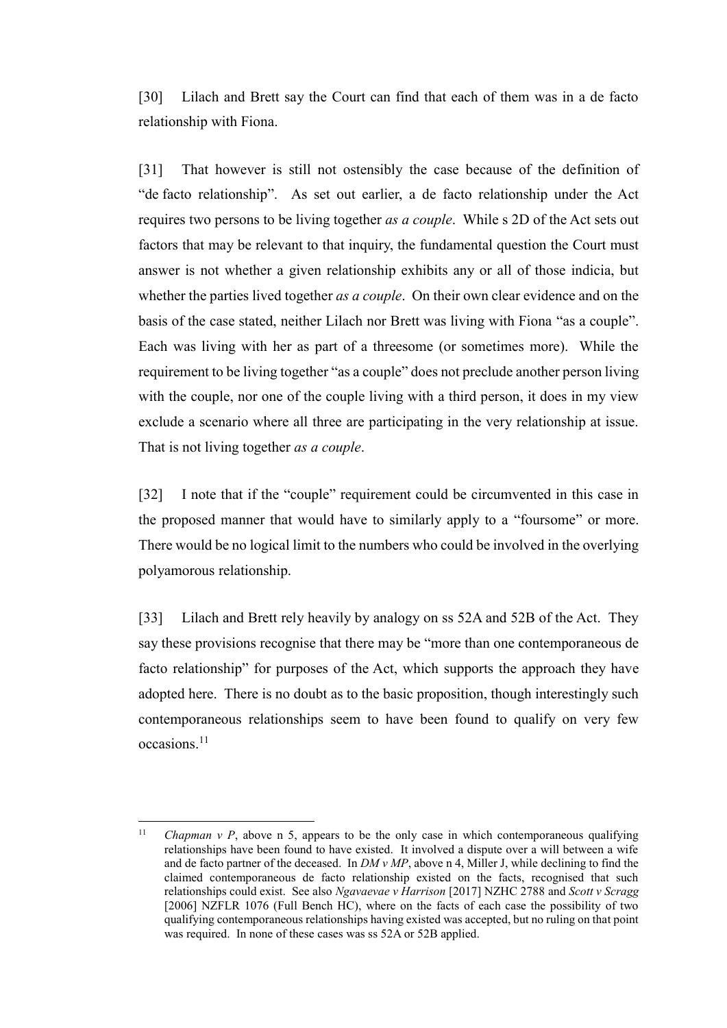[30] Lilach and Brett say the Court can find that each of them was in a de facto relationship with Fiona.

[31] That however is still not ostensibly the case because of the definition of "de facto relationship". As set out earlier, a de facto relationship under the Act requires two persons to be living together *as a couple*. While s 2D of the Act sets out factors that may be relevant to that inquiry, the fundamental question the Court must answer is not whether a given relationship exhibits any or all of those indicia, but whether the parties lived together *as a couple*. On their own clear evidence and on the basis of the case stated, neither Lilach nor Brett was living with Fiona "as a couple". Each was living with her as part of a threesome (or sometimes more). While the requirement to be living together "as a couple" does not preclude another person living with the couple, nor one of the couple living with a third person, it does in my view exclude a scenario where all three are participating in the very relationship at issue. That is not living together *as a couple*.

[32] I note that if the "couple" requirement could be circumvented in this case in the proposed manner that would have to similarly apply to a "foursome" or more. There would be no logical limit to the numbers who could be involved in the overlying polyamorous relationship.

[33] Lilach and Brett rely heavily by analogy on ss 52A and 52B of the Act. They say these provisions recognise that there may be "more than one contemporaneous de facto relationship" for purposes of the Act, which supports the approach they have adopted here. There is no doubt as to the basic proposition, though interestingly such contemporaneous relationships seem to have been found to qualify on very few occasions.[11]

---

[11] *Chapman v P*, above n 5, appears to be the only case in which contemporaneous qualifying relationships have been found to have existed. It involved a dispute over a will between a wife and de facto partner of the deceased. In *DM v MP*, above n 4, Miller J, while declining to find the claimed contemporaneous de facto relationship existed on the facts, recognised that such relationships could exist. See also *Ngavaevae v Harrison* [2017] NZHC 2788 and *Scott v Scragg* [2006] NZFLR 1076 (Full Bench HC), where on the facts of each case the possibility of two qualifying contemporaneous relationships having existed was accepted, but no ruling on that point was required. In none of these cases was ss 52A or 52B applied.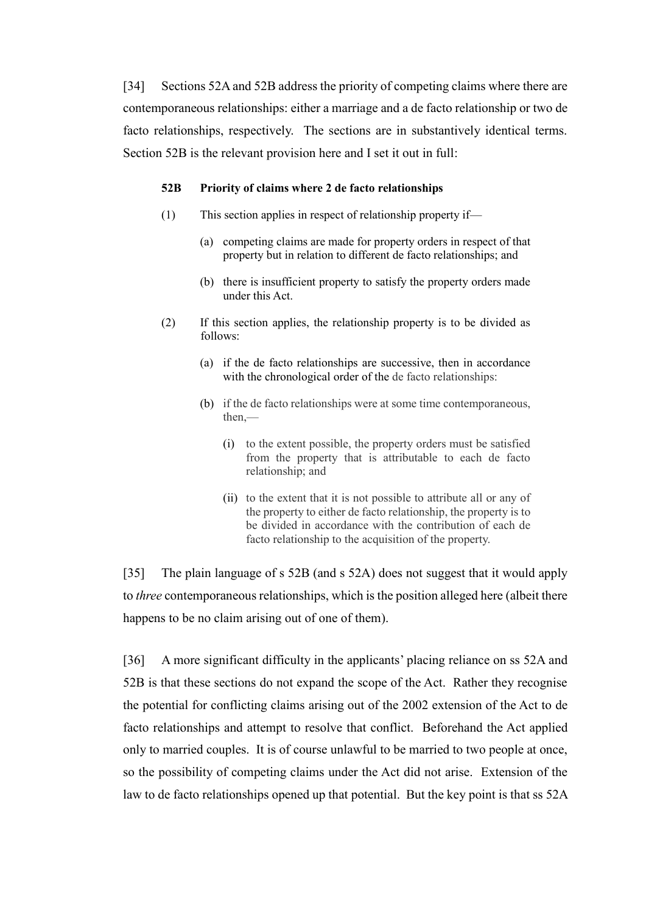[34] Sections 52A and 52B address the priority of competing claims where there are contemporaneous relationships: either a marriage and a de facto relationship or two de facto relationships, respectively. The sections are in substantively identical terms. Section 52B is the relevant provision here and I set it out in full:

> **52B Priority of claims where 2 de facto relationships**
>
> (1) This section applies in respect of relationship property if—
>
> (a) competing claims are made for property orders in respect of that property but in relation to different de facto relationships; and
>
> (b) there is insufficient property to satisfy the property orders made under this Act.
>
> (2) If this section applies, the relationship property is to be divided as follows:
>
> (a) if the de facto relationships are successive, then in accordance with the chronological order of the de facto relationships:
>
> (b) if the de facto relationships were at some time contemporaneous, then,—
>
> (i) to the extent possible, the property orders must be satisfied from the property that is attributable to each de facto relationship; and
>
> (ii) to the extent that it is not possible to attribute all or any of the property to either de facto relationship, the property is to be divided in accordance with the contribution of each de facto relationship to the acquisition of the property.

[35] The plain language of s 52B (and s 52A) does not suggest that it would apply to *three* contemporaneous relationships, which is the position alleged here (albeit there happens to be no claim arising out of one of them).

[36] A more significant difficulty in the applicants' placing reliance on ss 52A and 52B is that these sections do not expand the scope of the Act. Rather they recognise the potential for conflicting claims arising out of the 2002 extension of the Act to de facto relationships and attempt to resolve that conflict. Beforehand the Act applied only to married couples. It is of course unlawful to be married to two people at once, so the possibility of competing claims under the Act did not arise. Extension of the law to de facto relationships opened up that potential. But the key point is that ss 52A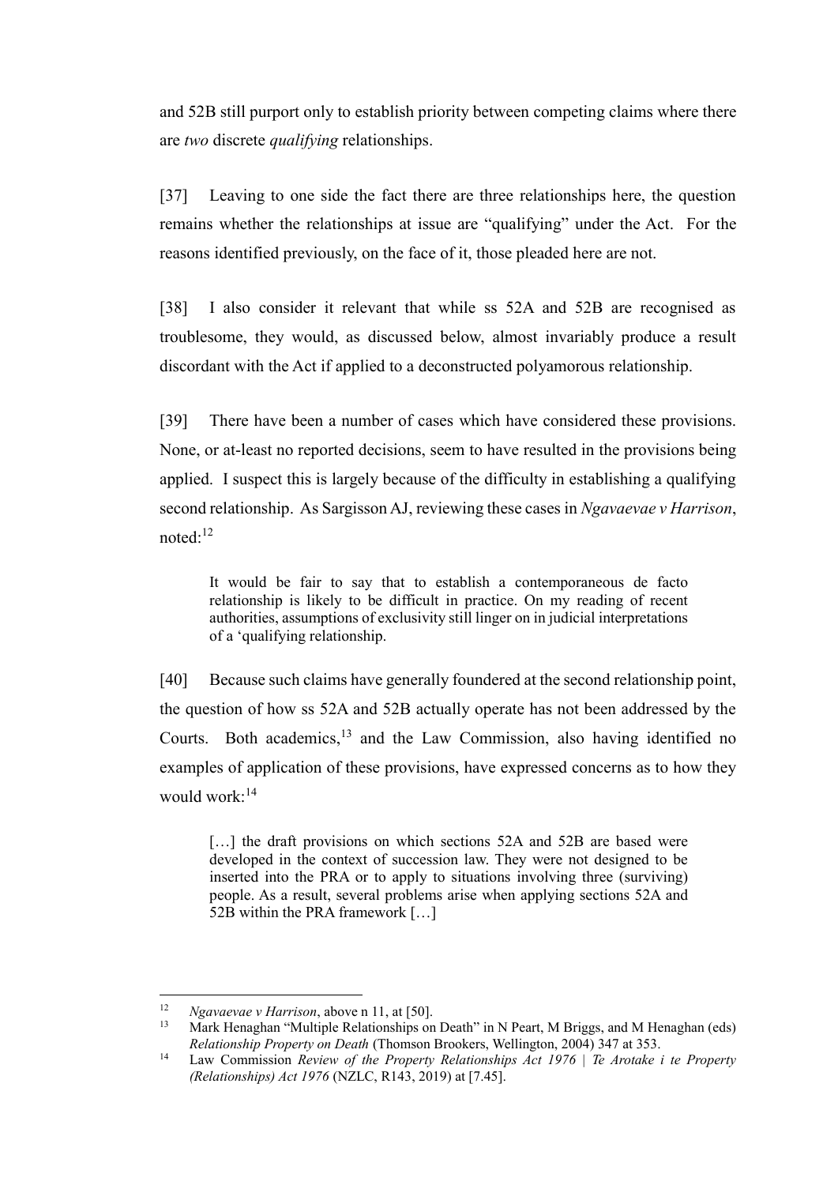and 52B still purport only to establish priority between competing claims where there are *two* discrete *qualifying* relationships.

[37] Leaving to one side the fact there are three relationships here, the question remains whether the relationships at issue are "qualifying" under the Act. For the reasons identified previously, on the face of it, those pleaded here are not.

[38] I also consider it relevant that while ss 52A and 52B are recognised as troublesome, they would, as discussed below, almost invariably produce a result discordant with the Act if applied to a deconstructed polyamorous relationship.

[39] There have been a number of cases which have considered these provisions. None, or at-least no reported decisions, seem to have resulted in the provisions being applied. I suspect this is largely because of the difficulty in establishing a qualifying second relationship. As Sargisson AJ, reviewing these cases in *Ngavaevae v Harrison*, noted:[12]

> It would be fair to say that to establish a contemporaneous de facto relationship is likely to be difficult in practice. On my reading of recent authorities, assumptions of exclusivity still linger on in judicial interpretations of a 'qualifying relationship.

[40] Because such claims have generally foundered at the second relationship point, the question of how ss 52A and 52B actually operate has not been addressed by the Courts. Both academics,[13] and the Law Commission, also having identified no examples of application of these provisions, have expressed concerns as to how they would work:[14]

> […] the draft provisions on which sections 52A and 52B are based were developed in the context of succession law. They were not designed to be inserted into the PRA or to apply to situations involving three (surviving) people. As a result, several problems arise when applying sections 52A and 52B within the PRA framework […]

---

[12] *Ngavaevae v Harrison*, above n 11, at [50].

[13] Mark Henaghan "Multiple Relationships on Death" in N Peart, M Briggs, and M Henaghan (eds) *Relationship Property on Death* (Thomson Brookers, Wellington, 2004) 347 at 353.

[14] Law Commission *Review of the Property Relationships Act 1976 | Te Arotake i te Property (Relationships) Act 1976* (NZLC, R143, 2019) at [7.45].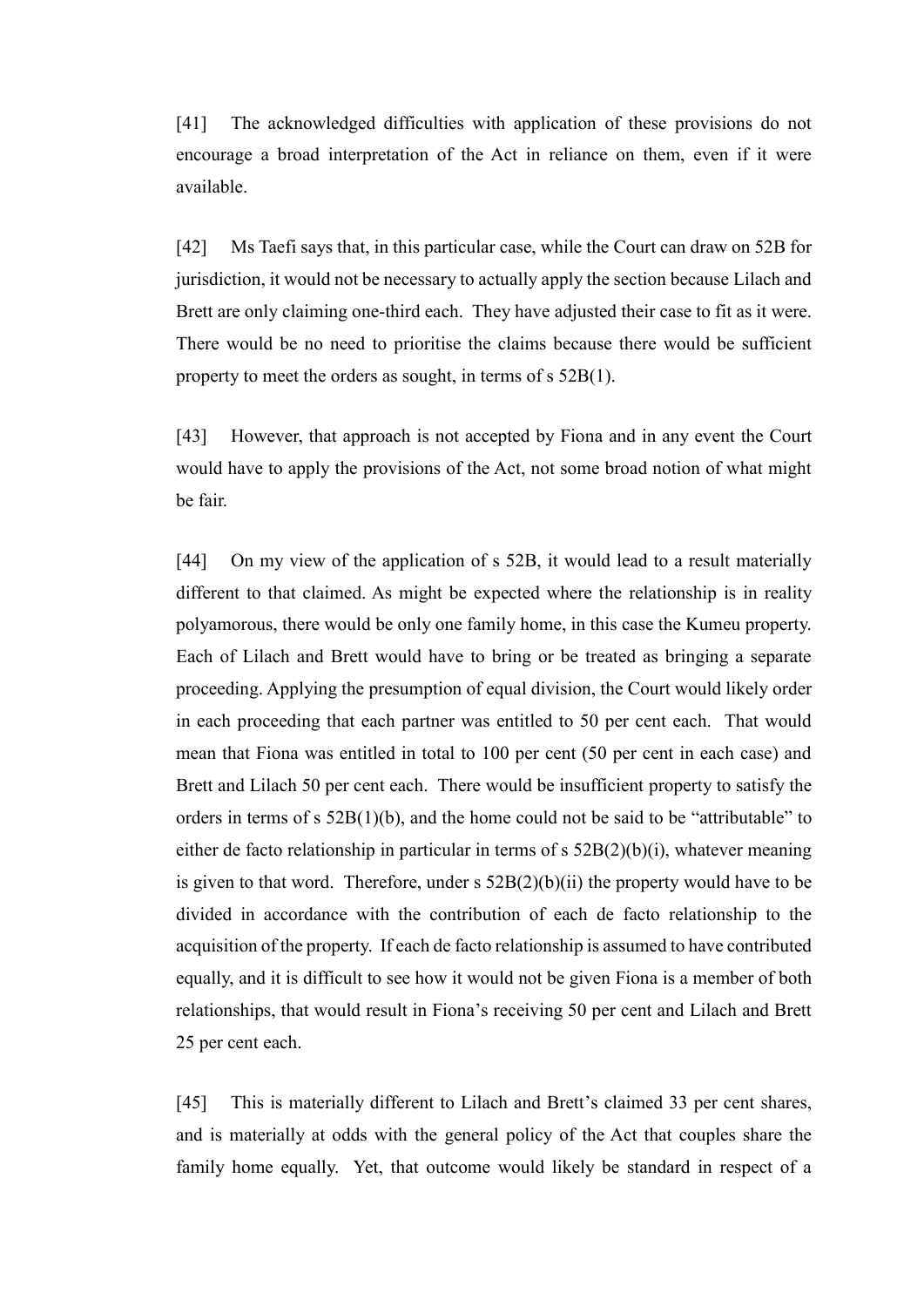[41] The acknowledged difficulties with application of these provisions do not encourage a broad interpretation of the Act in reliance on them, even if it were available.

[42] Ms Taefi says that, in this particular case, while the Court can draw on 52B for jurisdiction, it would not be necessary to actually apply the section because Lilach and Brett are only claiming one-third each. They have adjusted their case to fit as it were. There would be no need to prioritise the claims because there would be sufficient property to meet the orders as sought, in terms of s 52B(1).

[43] However, that approach is not accepted by Fiona and in any event the Court would have to apply the provisions of the Act, not some broad notion of what might be fair.

[44] On my view of the application of s 52B, it would lead to a result materially different to that claimed. As might be expected where the relationship is in reality polyamorous, there would be only one family home, in this case the Kumeu property. Each of Lilach and Brett would have to bring or be treated as bringing a separate proceeding. Applying the presumption of equal division, the Court would likely order in each proceeding that each partner was entitled to 50 per cent each. That would mean that Fiona was entitled in total to 100 per cent (50 per cent in each case) and Brett and Lilach 50 per cent each. There would be insufficient property to satisfy the orders in terms of s 52B(1)(b), and the home could not be said to be "attributable" to either de facto relationship in particular in terms of s 52B(2)(b)(i), whatever meaning is given to that word. Therefore, under s 52B(2)(b)(ii) the property would have to be divided in accordance with the contribution of each de facto relationship to the acquisition of the property. If each de facto relationship is assumed to have contributed equally, and it is difficult to see how it would not be given Fiona is a member of both relationships, that would result in Fiona's receiving 50 per cent and Lilach and Brett 25 per cent each.

[45] This is materially different to Lilach and Brett's claimed 33 per cent shares, and is materially at odds with the general policy of the Act that couples share the family home equally. Yet, that outcome would likely be standard in respect of a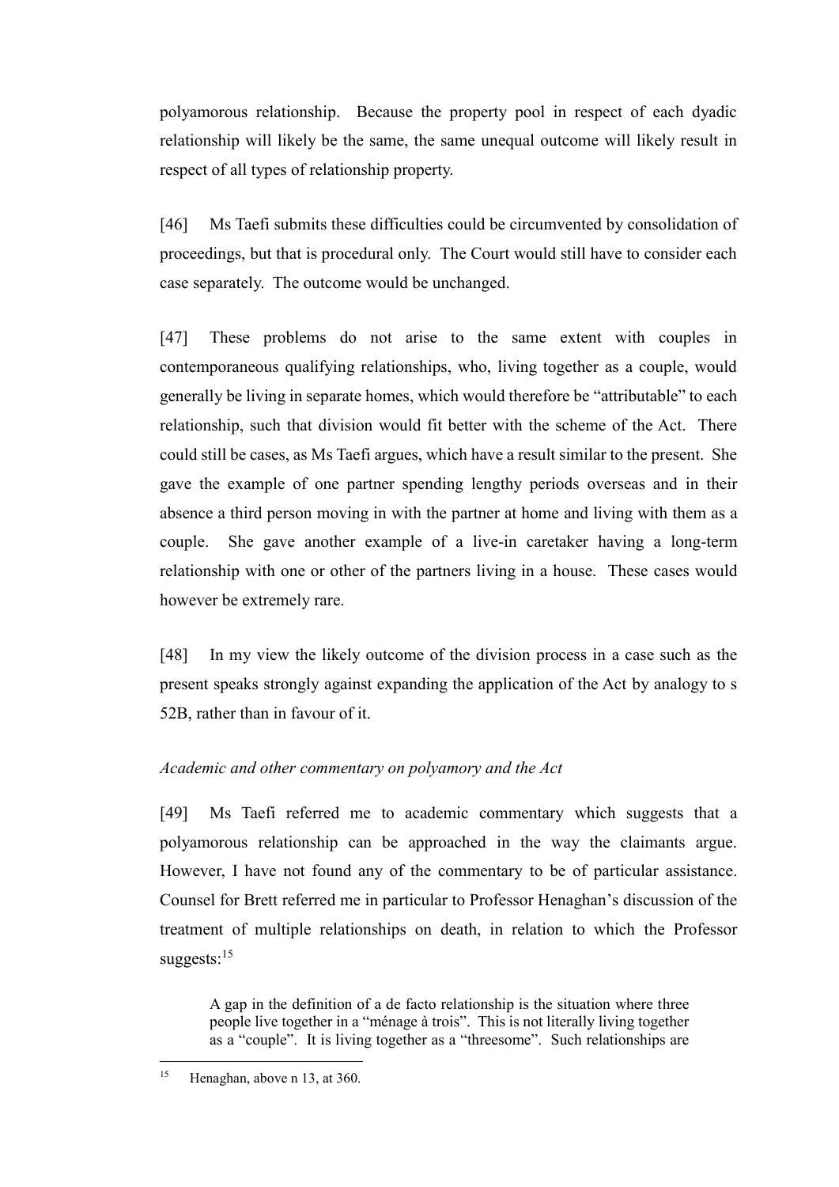polyamorous relationship. Because the property pool in respect of each dyadic relationship will likely be the same, the same unequal outcome will likely result in respect of all types of relationship property.

[46] Ms Taefi submits these difficulties could be circumvented by consolidation of proceedings, but that is procedural only. The Court would still have to consider each case separately. The outcome would be unchanged.

[47] These problems do not arise to the same extent with couples in contemporaneous qualifying relationships, who, living together as a couple, would generally be living in separate homes, which would therefore be "attributable" to each relationship, such that division would fit better with the scheme of the Act. There could still be cases, as Ms Taefi argues, which have a result similar to the present. She gave the example of one partner spending lengthy periods overseas and in their absence a third person moving in with the partner at home and living with them as a couple. She gave another example of a live-in caretaker having a long-term relationship with one or other of the partners living in a house. These cases would however be extremely rare.

[48] In my view the likely outcome of the division process in a case such as the present speaks strongly against expanding the application of the Act by analogy to s 52B, rather than in favour of it.

*Academic and other commentary on polyamory and the Act*

[49] Ms Taefi referred me to academic commentary which suggests that a polyamorous relationship can be approached in the way the claimants argue. However, I have not found any of the commentary to be of particular assistance. Counsel for Brett referred me in particular to Professor Henaghan's discussion of the treatment of multiple relationships on death, in relation to which the Professor suggests:[15]

> A gap in the definition of a de facto relationship is the situation where three people live together in a "ménage à trois". This is not literally living together as a "couple". It is living together as a "threesome". Such relationships are

[15] Henaghan, above n 13, at 360.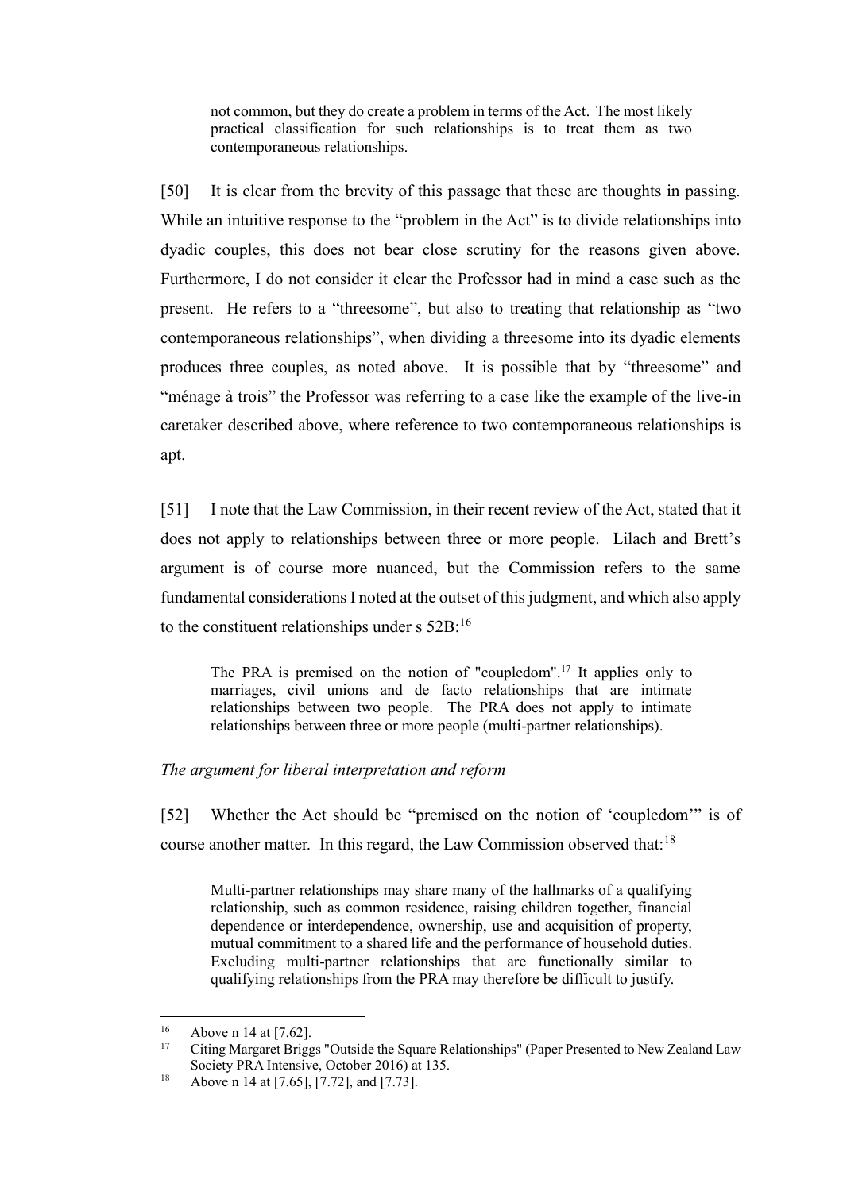> not common, but they do create a problem in terms of the Act. The most likely practical classification for such relationships is to treat them as two contemporaneous relationships.

[50] It is clear from the brevity of this passage that these are thoughts in passing. While an intuitive response to the "problem in the Act" is to divide relationships into dyadic couples, this does not bear close scrutiny for the reasons given above. Furthermore, I do not consider it clear the Professor had in mind a case such as the present. He refers to a "threesome", but also to treating that relationship as "two contemporaneous relationships", when dividing a threesome into its dyadic elements produces three couples, as noted above. It is possible that by "threesome" and "ménage à trois" the Professor was referring to a case like the example of the live-in caretaker described above, where reference to two contemporaneous relationships is apt.

[51] I note that the Law Commission, in their recent review of the Act, stated that it does not apply to relationships between three or more people. Lilach and Brett's argument is of course more nuanced, but the Commission refers to the same fundamental considerations I noted at the outset of this judgment, and which also apply to the constituent relationships under s 52B:[16]

> The PRA is premised on the notion of "coupledom".[17] It applies only to marriages, civil unions and de facto relationships that are intimate relationships between two people. The PRA does not apply to intimate relationships between three or more people (multi-partner relationships).

*The argument for liberal interpretation and reform*

[52] Whether the Act should be "premised on the notion of 'coupledom'" is of course another matter. In this regard, the Law Commission observed that:[18]

> Multi-partner relationships may share many of the hallmarks of a qualifying relationship, such as common residence, raising children together, financial dependence or interdependence, ownership, use and acquisition of property, mutual commitment to a shared life and the performance of household duties. Excluding multi-partner relationships that are functionally similar to qualifying relationships from the PRA may therefore be difficult to justify.

---

[16] Above n 14 at [7.62].

[17] Citing Margaret Briggs "Outside the Square Relationships" (Paper Presented to New Zealand Law Society PRA Intensive, October 2016) at 135.

[18] Above n 14 at [7.65], [7.72], and [7.73].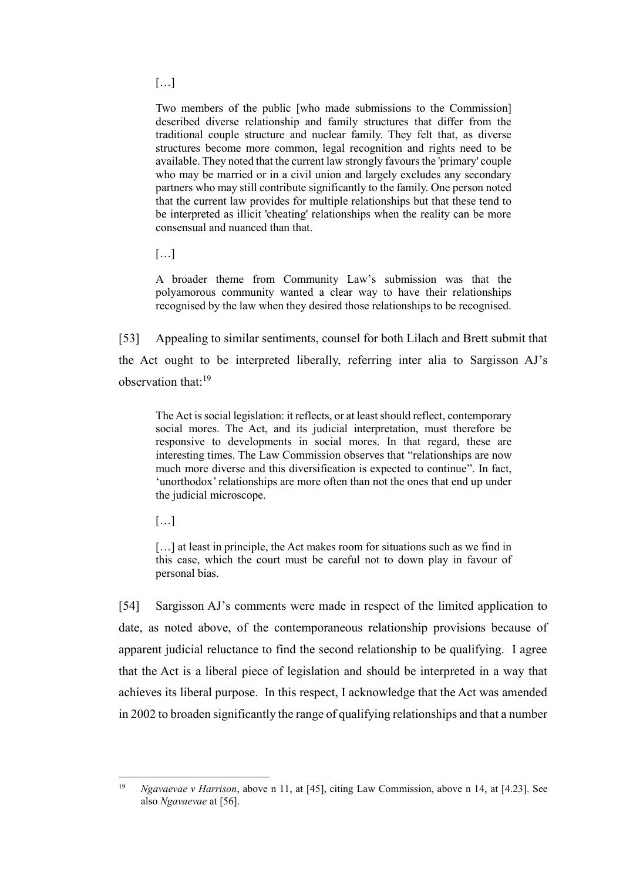[…]

> Two members of the public [who made submissions to the Commission] described diverse relationship and family structures that differ from the traditional couple structure and nuclear family. They felt that, as diverse structures become more common, legal recognition and rights need to be available. They noted that the current law strongly favours the 'primary' couple who may be married or in a civil union and largely excludes any secondary partners who may still contribute significantly to the family. One person noted that the current law provides for multiple relationships but that these tend to be interpreted as illicit 'cheating' relationships when the reality can be more consensual and nuanced than that.
>
> […]
>
> A broader theme from Community Law's submission was that the polyamorous community wanted a clear way to have their relationships recognised by the law when they desired those relationships to be recognised.

[53] Appealing to similar sentiments, counsel for both Lilach and Brett submit that the Act ought to be interpreted liberally, referring inter alia to Sargisson AJ's observation that:[19]

> The Act is social legislation: it reflects, or at least should reflect, contemporary social mores. The Act, and its judicial interpretation, must therefore be responsive to developments in social mores. In that regard, these are interesting times. The Law Commission observes that "relationships are now much more diverse and this diversification is expected to continue". In fact, 'unorthodox' relationships are more often than not the ones that end up under the judicial microscope.
>
> […]
>
> […] at least in principle, the Act makes room for situations such as we find in this case, which the court must be careful not to down play in favour of personal bias.

[54] Sargisson AJ's comments were made in respect of the limited application to date, as noted above, of the contemporaneous relationship provisions because of apparent judicial reluctance to find the second relationship to be qualifying. I agree that the Act is a liberal piece of legislation and should be interpreted in a way that achieves its liberal purpose. In this respect, I acknowledge that the Act was amended in 2002 to broaden significantly the range of qualifying relationships and that a number

---

[19] *Ngavaevae v Harrison*, above n 11, at [45], citing Law Commission, above n 14, at [4.23]. See also *Ngavaevae* at [56].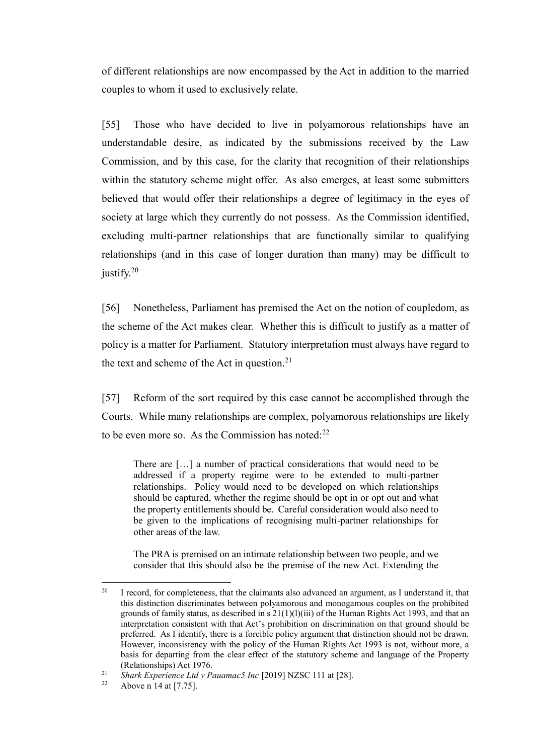of different relationships are now encompassed by the Act in addition to the married couples to whom it used to exclusively relate.

[55] Those who have decided to live in polyamorous relationships have an understandable desire, as indicated by the submissions received by the Law Commission, and by this case, for the clarity that recognition of their relationships within the statutory scheme might offer. As also emerges, at least some submitters believed that would offer their relationships a degree of legitimacy in the eyes of society at large which they currently do not possess. As the Commission identified, excluding multi-partner relationships that are functionally similar to qualifying relationships (and in this case of longer duration than many) may be difficult to justify.[20]

[56] Nonetheless, Parliament has premised the Act on the notion of coupledom, as the scheme of the Act makes clear. Whether this is difficult to justify as a matter of policy is a matter for Parliament. Statutory interpretation must always have regard to the text and scheme of the Act in question.[21]

[57] Reform of the sort required by this case cannot be accomplished through the Courts. While many relationships are complex, polyamorous relationships are likely to be even more so. As the Commission has noted:[22]

> There are […] a number of practical considerations that would need to be addressed if a property regime were to be extended to multi-partner relationships. Policy would need to be developed on which relationships should be captured, whether the regime should be opt in or opt out and what the property entitlements should be. Careful consideration would also need to be given to the implications of recognising multi-partner relationships for other areas of the law.
>
> The PRA is premised on an intimate relationship between two people, and we consider that this should also be the premise of the new Act. Extending the

---

[20] I record, for completeness, that the claimants also advanced an argument, as I understand it, that this distinction discriminates between polyamorous and monogamous couples on the prohibited grounds of family status, as described in s 21(1)(l)(iii) of the Human Rights Act 1993, and that an interpretation consistent with that Act's prohibition on discrimination on that ground should be preferred. As I identify, there is a forcible policy argument that distinction should not be drawn. However, inconsistency with the policy of the Human Rights Act 1993 is not, without more, a basis for departing from the clear effect of the statutory scheme and language of the Property (Relationships) Act 1976.

[21] *Shark Experience Ltd v Pauamac5 Inc* [2019] NZSC 111 at [28].

[22] Above n 14 at [7.75].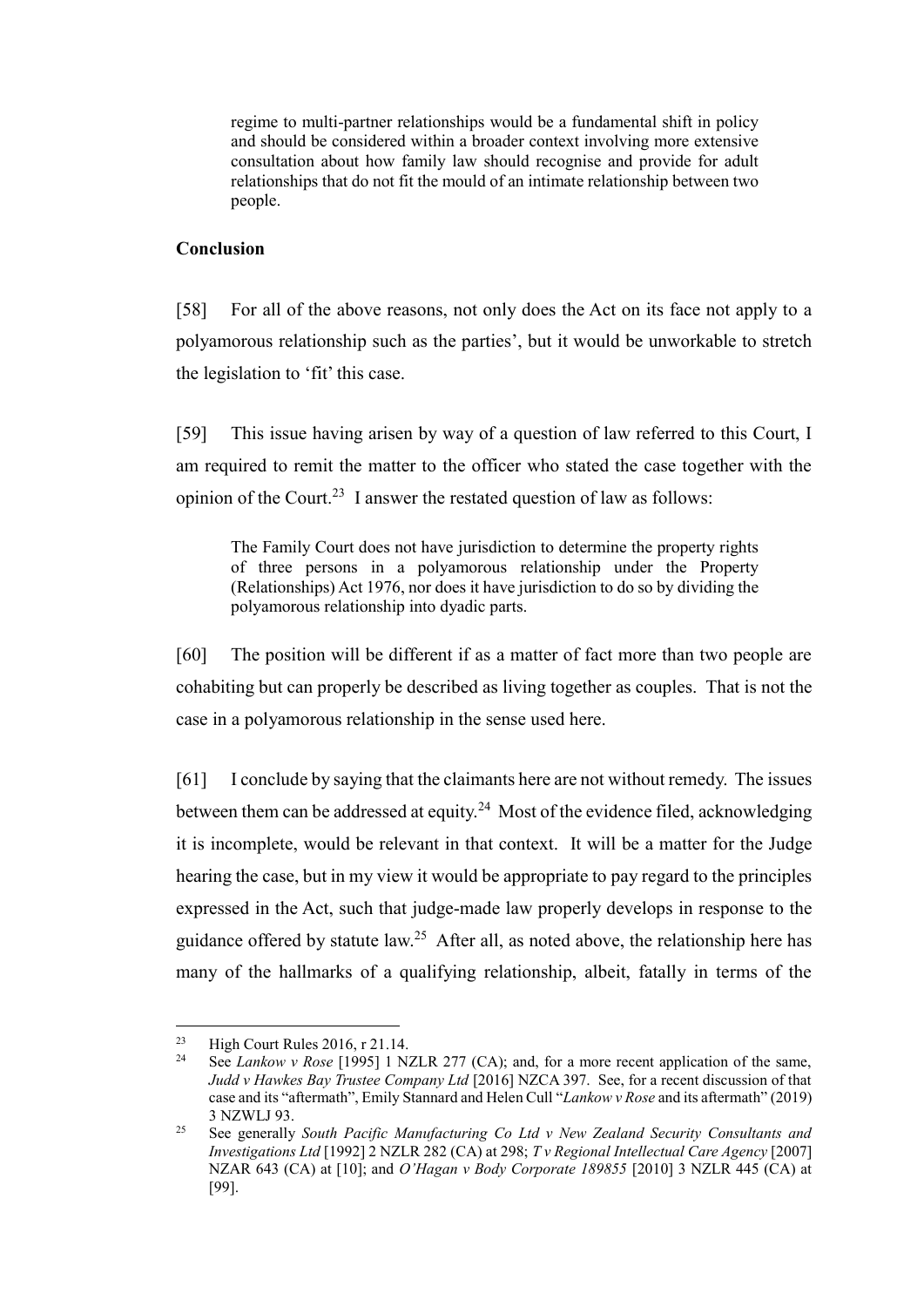> regime to multi-partner relationships would be a fundamental shift in policy and should be considered within a broader context involving more extensive consultation about how family law should recognise and provide for adult relationships that do not fit the mould of an intimate relationship between two people.

## Conclusion

[58] For all of the above reasons, not only does the Act on its face not apply to a polyamorous relationship such as the parties', but it would be unworkable to stretch the legislation to 'fit' this case.

[59] This issue having arisen by way of a question of law referred to this Court, I am required to remit the matter to the officer who stated the case together with the opinion of the Court.[23] I answer the restated question of law as follows:

> The Family Court does not have jurisdiction to determine the property rights of three persons in a polyamorous relationship under the Property (Relationships) Act 1976, nor does it have jurisdiction to do so by dividing the polyamorous relationship into dyadic parts.

[60] The position will be different if as a matter of fact more than two people are cohabiting but can properly be described as living together as couples. That is not the case in a polyamorous relationship in the sense used here.

[61] I conclude by saying that the claimants here are not without remedy. The issues between them can be addressed at equity.[24] Most of the evidence filed, acknowledging it is incomplete, would be relevant in that context. It will be a matter for the Judge hearing the case, but in my view it would be appropriate to pay regard to the principles expressed in the Act, such that judge-made law properly develops in response to the guidance offered by statute law.[25] After all, as noted above, the relationship here has many of the hallmarks of a qualifying relationship, albeit, fatally in terms of the

---

[23] High Court Rules 2016, r 21.14.

[24] See *Lankow v Rose* [1995] 1 NZLR 277 (CA); and, for a more recent application of the same, *Judd v Hawkes Bay Trustee Company Ltd* [2016] NZCA 397. See, for a recent discussion of that case and its "aftermath", Emily Stannard and Helen Cull "*Lankow v Rose* and its aftermath" (2019) 3 NZWLJ 93.

[25] See generally *South Pacific Manufacturing Co Ltd v New Zealand Security Consultants and Investigations Ltd* [1992] 2 NZLR 282 (CA) at 298; *T v Regional Intellectual Care Agency* [2007] NZAR 643 (CA) at [10]; and *O'Hagan v Body Corporate 189855* [2010] 3 NZLR 445 (CA) at [99].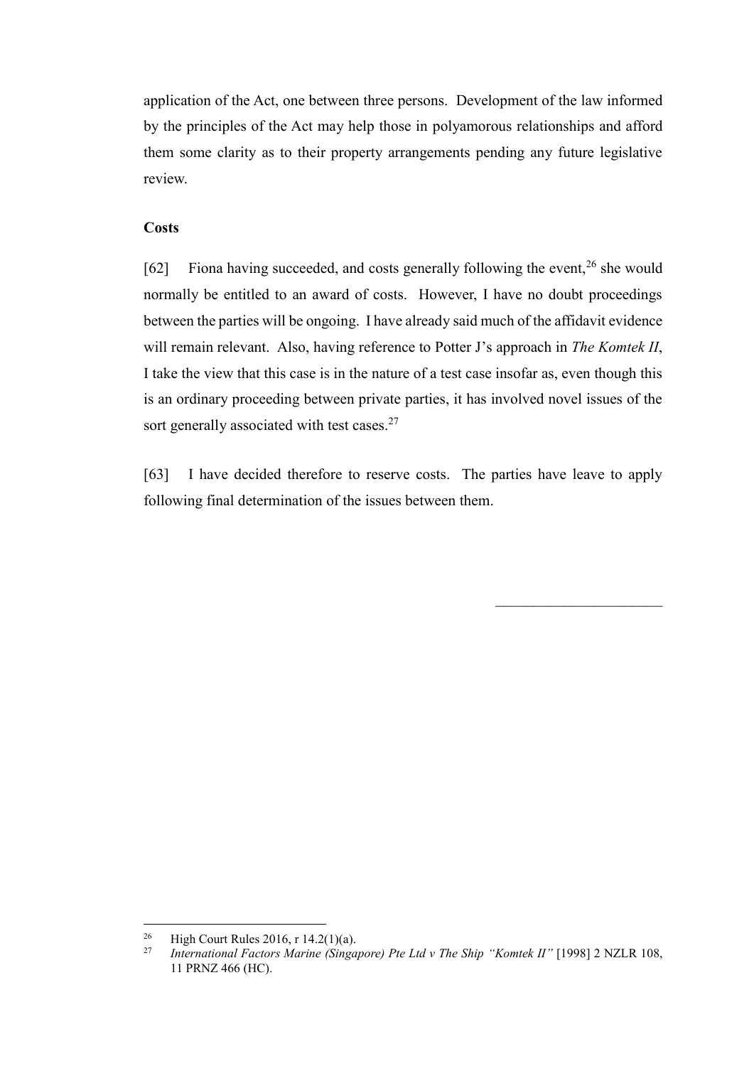application of the Act, one between three persons. Development of the law informed by the principles of the Act may help those in polyamorous relationships and afford them some clarity as to their property arrangements pending any future legislative review.

**Costs**

[62] Fiona having succeeded, and costs generally following the event,[26] she would normally be entitled to an award of costs. However, I have no doubt proceedings between the parties will be ongoing. I have already said much of the affidavit evidence will remain relevant. Also, having reference to Potter J's approach in *The Komtek II*, I take the view that this case is in the nature of a test case insofar as, even though this is an ordinary proceeding between private parties, it has involved novel issues of the sort generally associated with test cases.[27]

[63] I have decided therefore to reserve costs. The parties have leave to apply following final determination of the issues between them.

______________________

---

[26] High Court Rules 2016, r 14.2(1)(a).

[27] *International Factors Marine (Singapore) Pte Ltd v The Ship "Komtek II"* [1998] 2 NZLR 108, 11 PRNZ 466 (HC).